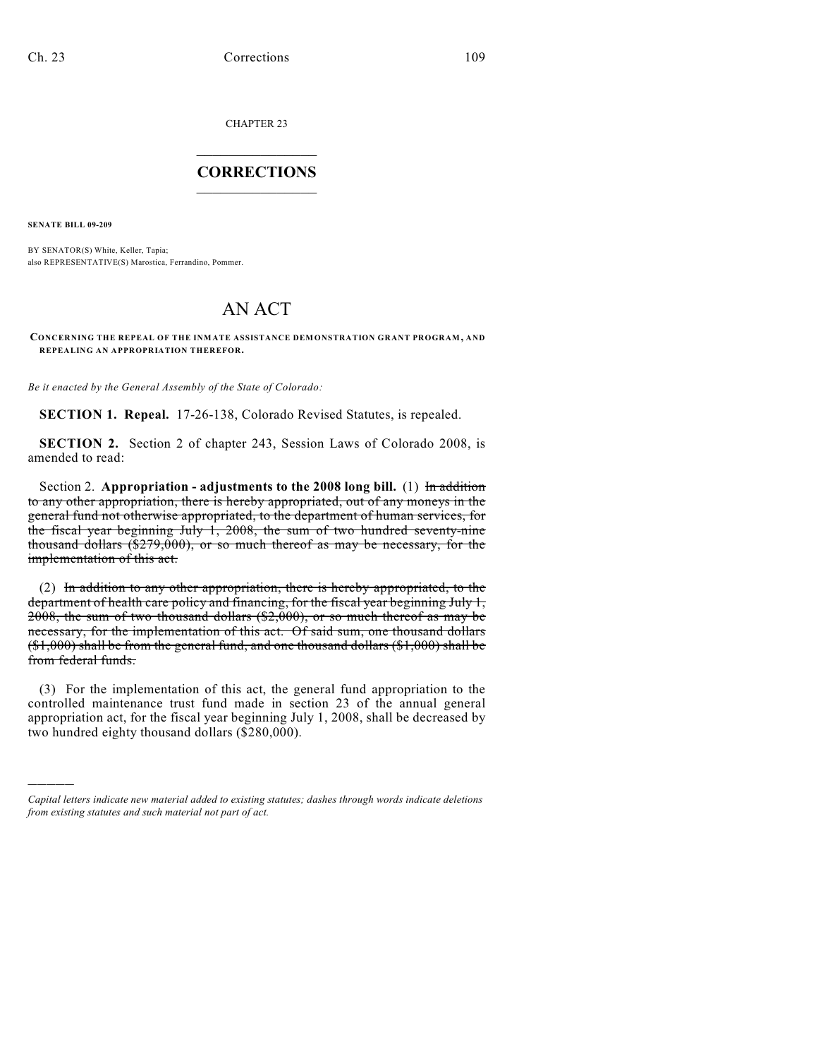CHAPTER 23

# CORRECTIONS

**SENATE BILL 09-209**

BY SENATOR(S) White, Keller, Tapia;
also REPRESENTATIVE(S) Marostica, Ferrandino, Pommer.

# AN ACT

**CONCERNING THE REPEAL OF THE INMATE ASSISTANCE DEMONSTRATION GRANT PROGRAM, AND REPEALING AN APPROPRIATION THEREFOR.**

*Be it enacted by the General Assembly of the State of Colorado:*

**SECTION 1. Repeal.** 17-26-138, Colorado Revised Statutes, is repealed.

**SECTION 2.** Section 2 of chapter 243, Session Laws of Colorado 2008, is amended to read:

Section 2. **Appropriation - adjustments to the 2008 long bill.** (1) ~~In addition to any other appropriation, there is hereby appropriated, out of any moneys in the general fund not otherwise appropriated, to the department of human services, for the fiscal year beginning July 1, 2008, the sum of two hundred seventy-nine thousand dollars ($279,000), or so much thereof as may be necessary, for the implementation of this act.~~

(2) ~~In addition to any other appropriation, there is hereby appropriated, to the department of health care policy and financing, for the fiscal year beginning July 1, 2008, the sum of two thousand dollars ($2,000), or so much thereof as may be necessary, for the implementation of this act. Of said sum, one thousand dollars ($1,000) shall be from the general fund, and one thousand dollars ($1,000) shall be from federal funds.~~

(3) For the implementation of this act, the general fund appropriation to the controlled maintenance trust fund made in section 23 of the annual general appropriation act, for the fiscal year beginning July 1, 2008, shall be decreased by two hundred eighty thousand dollars ($280,000).

---

*Capital letters indicate new material added to existing statutes; dashes through words indicate deletions from existing statutes and such material not part of act.*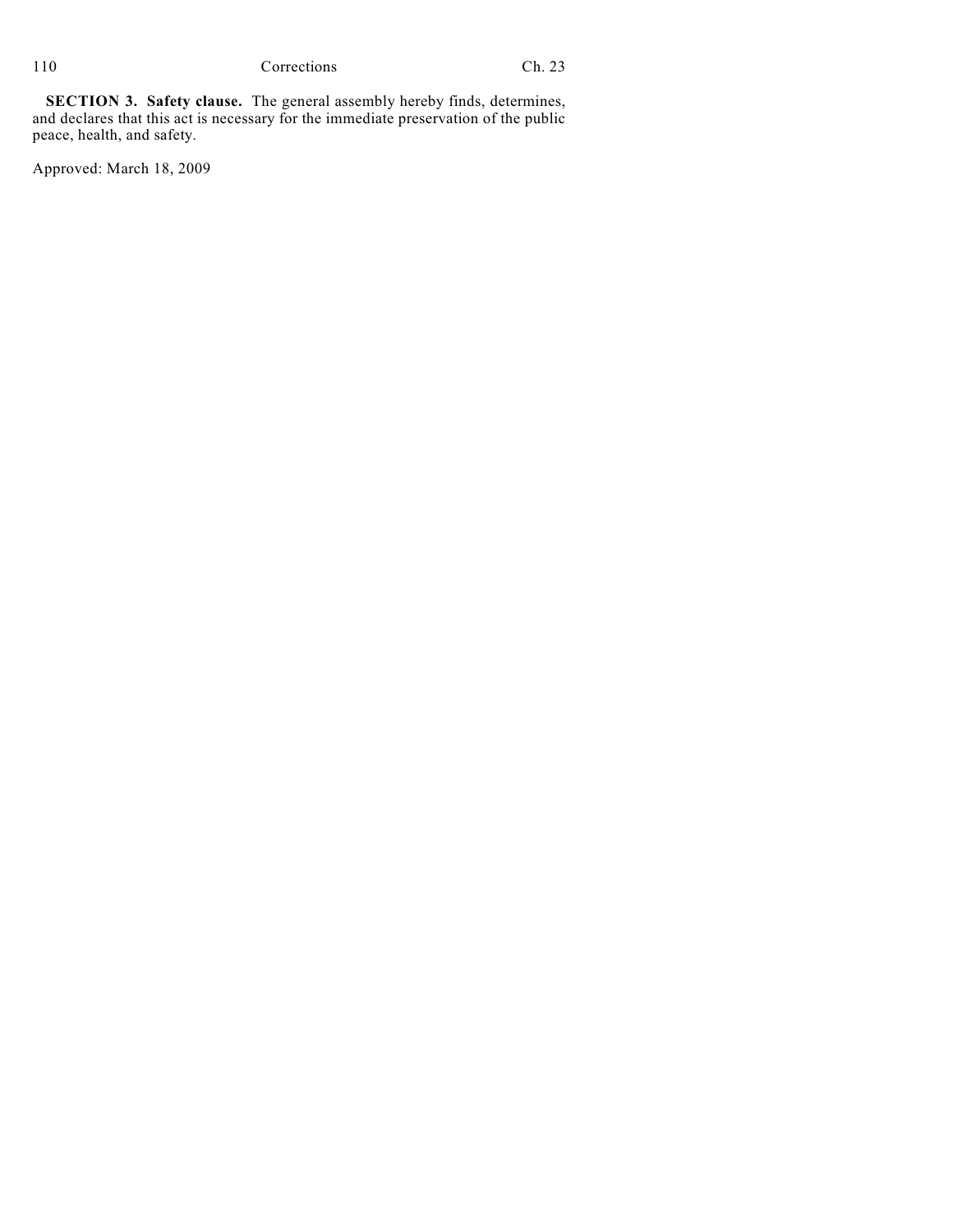**SECTION 3. Safety clause.** The general assembly hereby finds, determines, and declares that this act is necessary for the immediate preservation of the public peace, health, and safety.

Approved: March 18, 2009